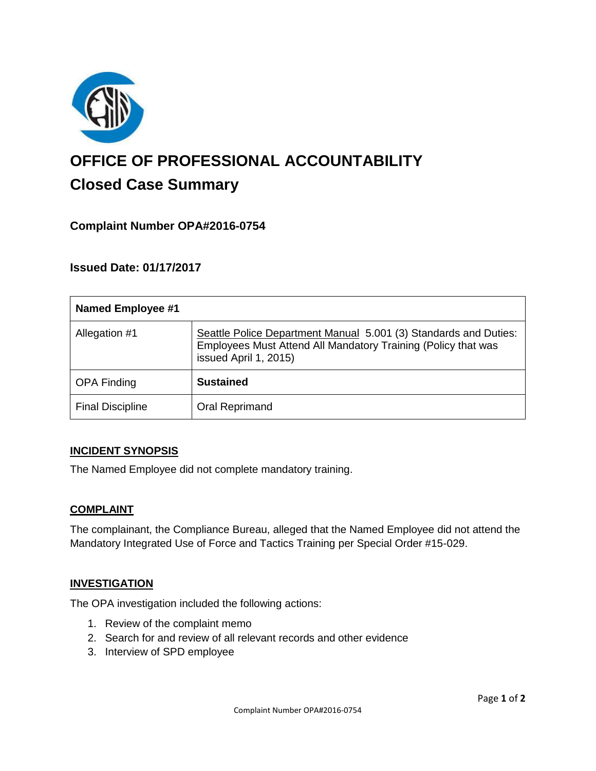# OFFICE OF PROFESSIONAL ACCOUNTABILITY

## Closed Case Summary

### Complaint Number OPA#2016-0754

### Issued Date: 01/17/2017

| Named Employee #1 | |
|---|---|
| Allegation #1 | Seattle Police Department Manual 5.001 (3) Standards and Duties: Employees Must Attend All Mandatory Training (Policy that was issued April 1, 2015) |
| OPA Finding | **Sustained** |
| Final Discipline | Oral Reprimand |

#### INCIDENT SYNOPSIS

The Named Employee did not complete mandatory training.

#### COMPLAINT

The complainant, the Compliance Bureau, alleged that the Named Employee did not attend the Mandatory Integrated Use of Force and Tactics Training per Special Order #15-029.

#### INVESTIGATION

The OPA investigation included the following actions:

1. Review of the complaint memo
2. Search for and review of all relevant records and other evidence
3. Interview of SPD employee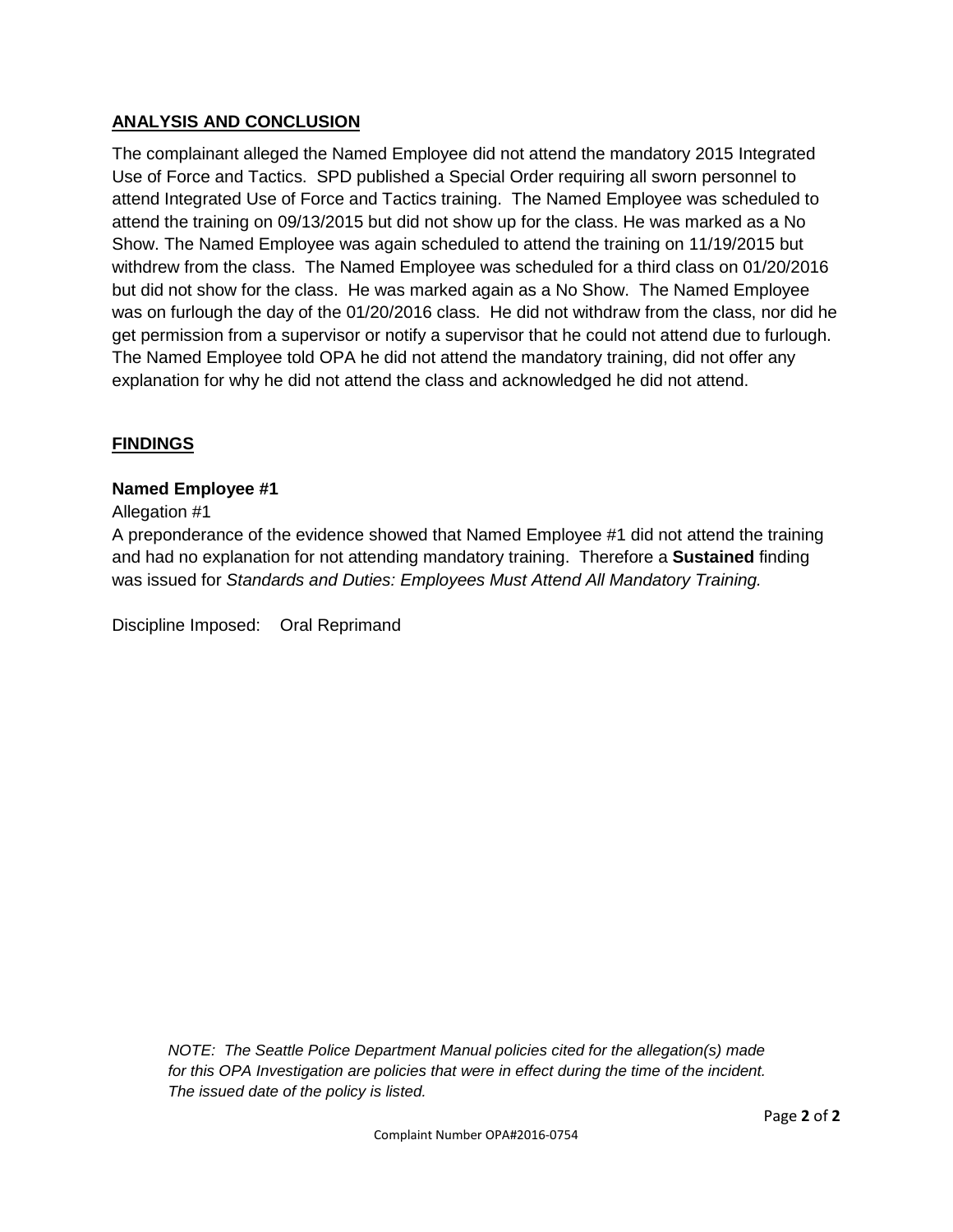## ANALYSIS AND CONCLUSION

The complainant alleged the Named Employee did not attend the mandatory 2015 Integrated Use of Force and Tactics. SPD published a Special Order requiring all sworn personnel to attend Integrated Use of Force and Tactics training. The Named Employee was scheduled to attend the training on 09/13/2015 but did not show up for the class. He was marked as a No Show. The Named Employee was again scheduled to attend the training on 11/19/2015 but withdrew from the class. The Named Employee was scheduled for a third class on 01/20/2016 but did not show for the class. He was marked again as a No Show. The Named Employee was on furlough the day of the 01/20/2016 class. He did not withdraw from the class, nor did he get permission from a supervisor or notify a supervisor that he could not attend due to furlough. The Named Employee told OPA he did not attend the mandatory training, did not offer any explanation for why he did not attend the class and acknowledged he did not attend.

## FINDINGS

**Named Employee #1**

Allegation #1

A preponderance of the evidence showed that Named Employee #1 did not attend the training and had no explanation for not attending mandatory training. Therefore a **Sustained** finding was issued for *Standards and Duties: Employees Must Attend All Mandatory Training.*

Discipline Imposed: Oral Reprimand

*NOTE: The Seattle Police Department Manual policies cited for the allegation(s) made for this OPA Investigation are policies that were in effect during the time of the incident. The issued date of the policy is listed.*

Complaint Number OPA#2016-0754